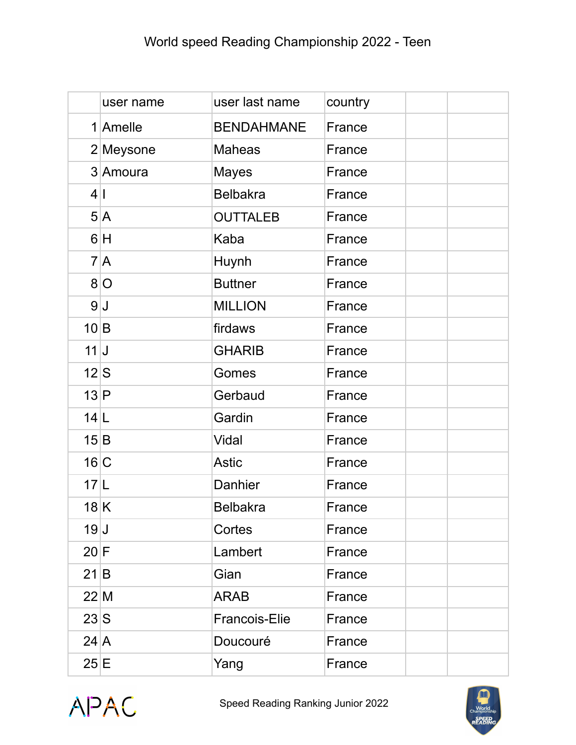World speed Reading Championship 2022 - Teen

| | user name | user last name | country | | |
|---|---|---|---|---|---|
| 1 | Amelle | BENDAHMANE | France | | |
| 2 | Meysone | Maheas | France | | |
| 3 | Amoura | Mayes | France | | |
| 4 | I | Belbakra | France | | |
| 5 | A | OUTTALEB | France | | |
| 6 | H | Kaba | France | | |
| 7 | A | Huynh | France | | |
| 8 | O | Buttner | France | | |
| 9 | J | MILLION | France | | |
| 10 | B | firdaws | France | | |
| 11 | J | GHARIB | France | | |
| 12 | S | Gomes | France | | |
| 13 | P | Gerbaud | France | | |
| 14 | L | Gardin | France | | |
| 15 | B | Vidal | France | | |
| 16 | C | Astic | France | | |
| 17 | L | Danhier | France | | |
| 18 | K | Belbakra | France | | |
| 19 | J | Cortes | France | | |
| 20 | F | Lambert | France | | |
| 21 | B | Gian | France | | |
| 22 | M | ARAB | France | | |
| 23 | S | Francois-Elie | France | | |
| 24 | A | Doucouré | France | | |
| 25 | E | Yang | France | | |

APAC

Speed Reading Ranking Junior 2022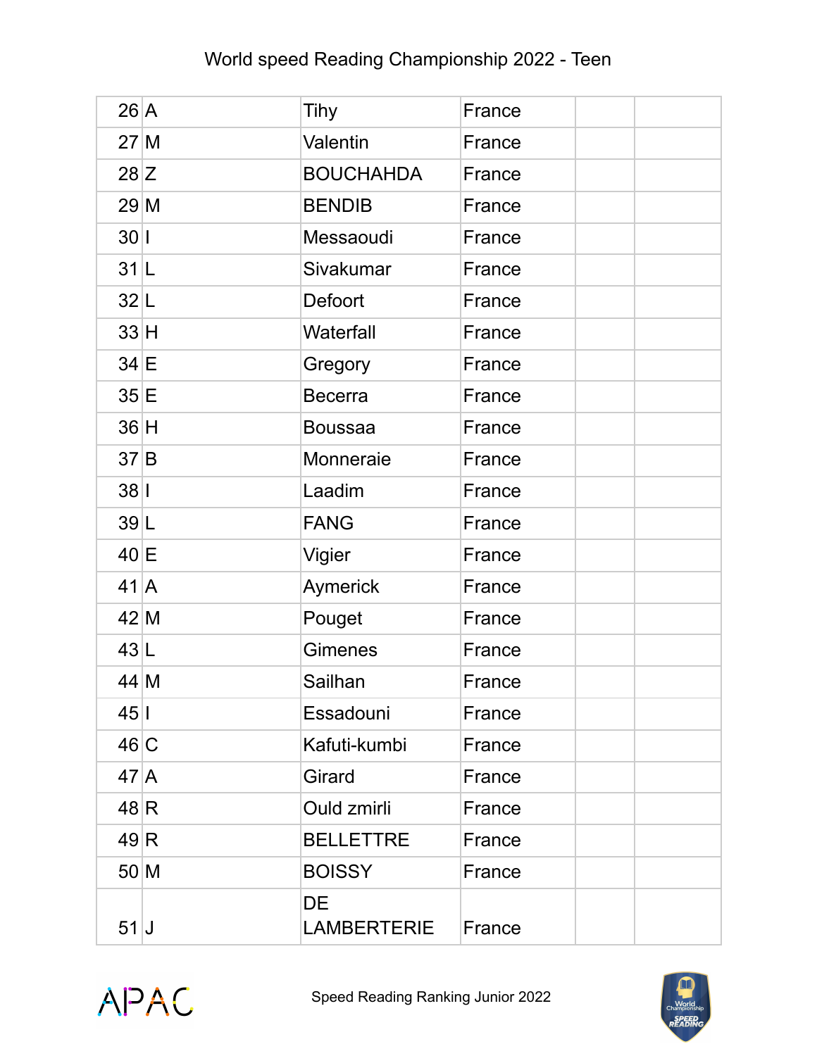World speed Reading Championship 2022 - Teen

| | | | | | |
|---|---|---|---|---|---|
| 26 | A | Tihy | France | | |
| 27 | M | Valentin | France | | |
| 28 | Z | BOUCHAHDA | France | | |
| 29 | M | BENDIB | France | | |
| 30 | I | Messaoudi | France | | |
| 31 | L | Sivakumar | France | | |
| 32 | L | Defoort | France | | |
| 33 | H | Waterfall | France | | |
| 34 | E | Gregory | France | | |
| 35 | E | Becerra | France | | |
| 36 | H | Boussaa | France | | |
| 37 | B | Monneraie | France | | |
| 38 | I | Laadim | France | | |
| 39 | L | FANG | France | | |
| 40 | E | Vigier | France | | |
| 41 | A | Aymerick | France | | |
| 42 | M | Pouget | France | | |
| 43 | L | Gimenes | France | | |
| 44 | M | Sailhan | France | | |
| 45 | I | Essadouni | France | | |
| 46 | C | Kafuti-kumbi | France | | |
| 47 | A | Girard | France | | |
| 48 | R | Ould zmirli | France | | |
| 49 | R | BELLETTRE | France | | |
| 50 | M | BOISSY | France | | |
| 51 | J | DE LAMBERTERIE | France | | |

Speed Reading Ranking Junior 2022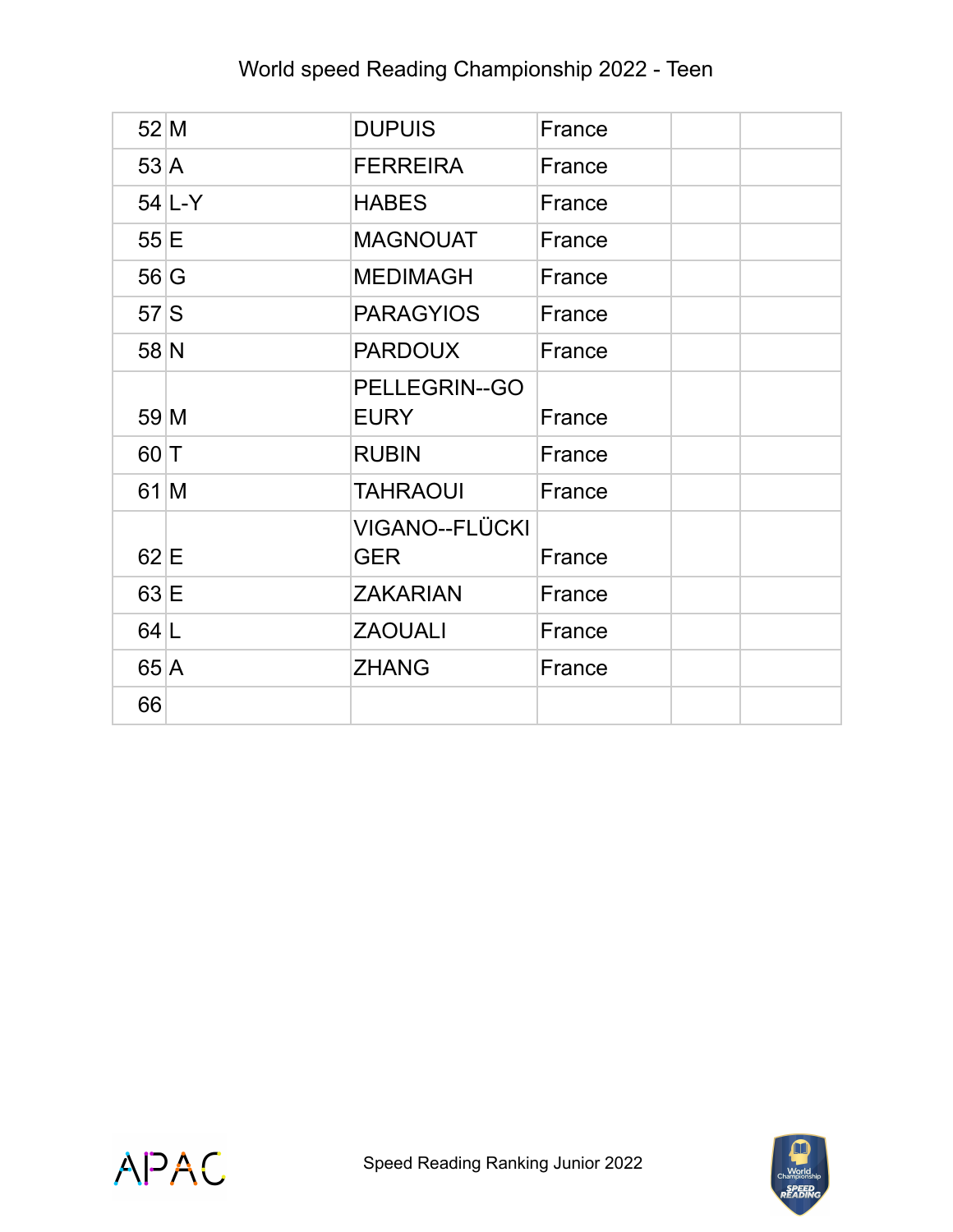# World speed Reading Championship 2022 - Teen

| | | | | | |
|---|---|---|---|---|---|
| 52 | M | DUPUIS | France | | |
| 53 | A | FERREIRA | France | | |
| 54 | L-Y | HABES | France | | |
| 55 | E | MAGNOUAT | France | | |
| 56 | G | MEDIMAGH | France | | |
| 57 | S | PARAGYIOS | France | | |
| 58 | N | PARDOUX | France | | |
| 59 | M | PELLEGRIN--GOEURY | France | | |
| 60 | T | RUBIN | France | | |
| 61 | M | TAHRAOUI | France | | |
| 62 | E | VIGANO--FLÜCKIGER | France | | |
| 63 | E | ZAKARIAN | France | | |
| 64 | L | ZAOUALI | France | | |
| 65 | A | ZHANG | France | | |
| 66 | | | | | |

APAC

Speed Reading Ranking Junior 2022